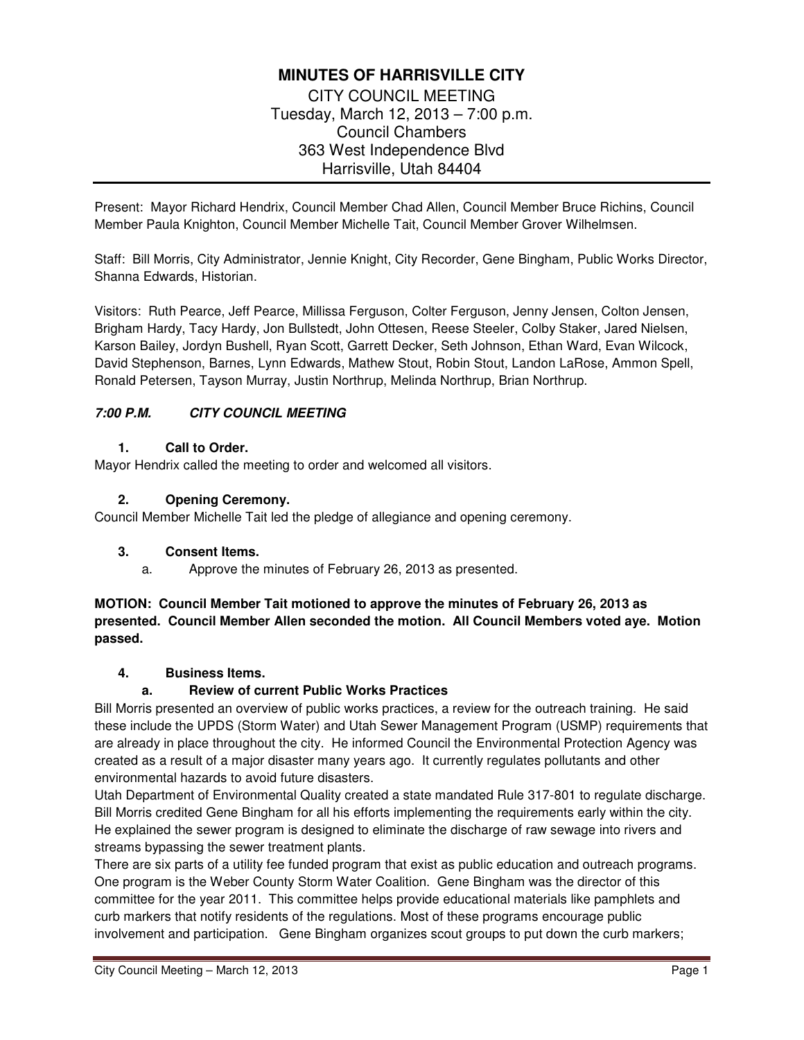# MINUTES OF HARRISVILLE CITY

CITY COUNCIL MEETING
Tuesday, March 12, 2013 – 7:00 p.m.
Council Chambers
363 West Independence Blvd
Harrisville, Utah 84404

Present: Mayor Richard Hendrix, Council Member Chad Allen, Council Member Bruce Richins, Council Member Paula Knighton, Council Member Michelle Tait, Council Member Grover Wilhelmsen.

Staff: Bill Morris, City Administrator, Jennie Knight, City Recorder, Gene Bingham, Public Works Director, Shanna Edwards, Historian.

Visitors: Ruth Pearce, Jeff Pearce, Millissa Ferguson, Colter Ferguson, Jenny Jensen, Colton Jensen, Brigham Hardy, Tacy Hardy, Jon Bullstedt, John Ottesen, Reese Steeler, Colby Staker, Jared Nielsen, Karson Bailey, Jordyn Bushell, Ryan Scott, Garrett Decker, Seth Johnson, Ethan Ward, Evan Wilcock, David Stephenson, Barnes, Lynn Edwards, Mathew Stout, Robin Stout, Landon LaRose, Ammon Spell, Ronald Petersen, Tayson Murray, Justin Northrup, Melinda Northrup, Brian Northrup.

***7:00 P.M. CITY COUNCIL MEETING***

**1. Call to Order.**

Mayor Hendrix called the meeting to order and welcomed all visitors.

**2. Opening Ceremony.**

Council Member Michelle Tait led the pledge of allegiance and opening ceremony.

**3. Consent Items.**

a. Approve the minutes of February 26, 2013 as presented.

**MOTION: Council Member Tait motioned to approve the minutes of February 26, 2013 as presented. Council Member Allen seconded the motion. All Council Members voted aye. Motion passed.**

**4. Business Items.**

**a. Review of current Public Works Practices**

Bill Morris presented an overview of public works practices, a review for the outreach training. He said these include the UPDS (Storm Water) and Utah Sewer Management Program (USMP) requirements that are already in place throughout the city. He informed Council the Environmental Protection Agency was created as a result of a major disaster many years ago. It currently regulates pollutants and other environmental hazards to avoid future disasters.

Utah Department of Environmental Quality created a state mandated Rule 317-801 to regulate discharge. Bill Morris credited Gene Bingham for all his efforts implementing the requirements early within the city. He explained the sewer program is designed to eliminate the discharge of raw sewage into rivers and streams bypassing the sewer treatment plants.

There are six parts of a utility fee funded program that exist as public education and outreach programs. One program is the Weber County Storm Water Coalition. Gene Bingham was the director of this committee for the year 2011. This committee helps provide educational materials like pamphlets and curb markers that notify residents of the regulations. Most of these programs encourage public involvement and participation. Gene Bingham organizes scout groups to put down the curb markers;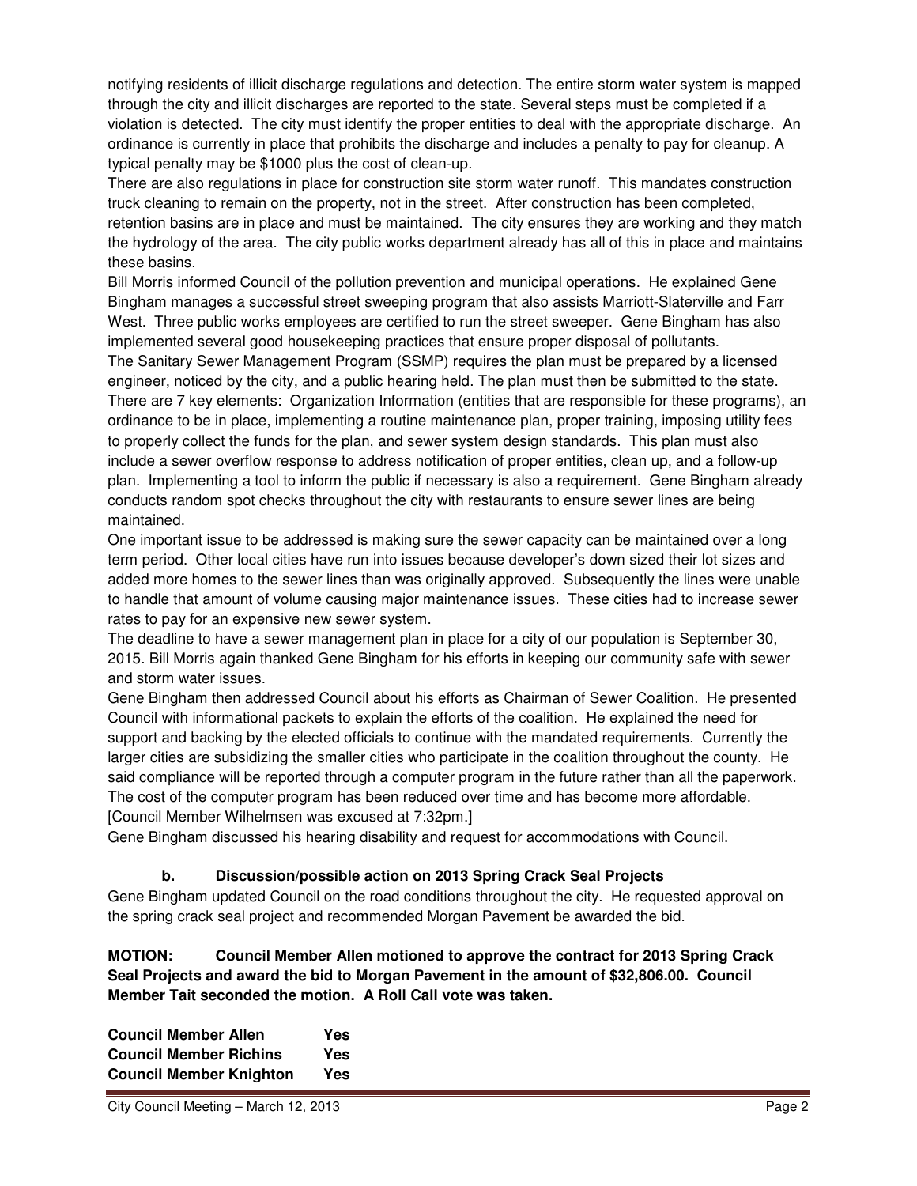notifying residents of illicit discharge regulations and detection. The entire storm water system is mapped through the city and illicit discharges are reported to the state. Several steps must be completed if a violation is detected. The city must identify the proper entities to deal with the appropriate discharge. An ordinance is currently in place that prohibits the discharge and includes a penalty to pay for cleanup. A typical penalty may be $1000 plus the cost of clean-up.

There are also regulations in place for construction site storm water runoff. This mandates construction truck cleaning to remain on the property, not in the street. After construction has been completed, retention basins are in place and must be maintained. The city ensures they are working and they match the hydrology of the area. The city public works department already has all of this in place and maintains these basins.

Bill Morris informed Council of the pollution prevention and municipal operations. He explained Gene Bingham manages a successful street sweeping program that also assists Marriott-Slaterville and Farr West. Three public works employees are certified to run the street sweeper. Gene Bingham has also implemented several good housekeeping practices that ensure proper disposal of pollutants.

The Sanitary Sewer Management Program (SSMP) requires the plan must be prepared by a licensed engineer, noticed by the city, and a public hearing held. The plan must then be submitted to the state. There are 7 key elements: Organization Information (entities that are responsible for these programs), an ordinance to be in place, implementing a routine maintenance plan, proper training, imposing utility fees to properly collect the funds for the plan, and sewer system design standards. This plan must also include a sewer overflow response to address notification of proper entities, clean up, and a follow-up plan. Implementing a tool to inform the public if necessary is also a requirement. Gene Bingham already conducts random spot checks throughout the city with restaurants to ensure sewer lines are being maintained.

One important issue to be addressed is making sure the sewer capacity can be maintained over a long term period. Other local cities have run into issues because developer's down sized their lot sizes and added more homes to the sewer lines than was originally approved. Subsequently the lines were unable to handle that amount of volume causing major maintenance issues. These cities had to increase sewer rates to pay for an expensive new sewer system.

The deadline to have a sewer management plan in place for a city of our population is September 30, 2015. Bill Morris again thanked Gene Bingham for his efforts in keeping our community safe with sewer and storm water issues.

Gene Bingham then addressed Council about his efforts as Chairman of Sewer Coalition. He presented Council with informational packets to explain the efforts of the coalition. He explained the need for support and backing by the elected officials to continue with the mandated requirements. Currently the larger cities are subsidizing the smaller cities who participate in the coalition throughout the county. He said compliance will be reported through a computer program in the future rather than all the paperwork. The cost of the computer program has been reduced over time and has become more affordable.

[Council Member Wilhelmsen was excused at 7:32pm.]

Gene Bingham discussed his hearing disability and request for accommodations with Council.

### b. Discussion/possible action on 2013 Spring Crack Seal Projects

Gene Bingham updated Council on the road conditions throughout the city. He requested approval on the spring crack seal project and recommended Morgan Pavement be awarded the bid.

**MOTION: Council Member Allen motioned to approve the contract for 2013 Spring Crack Seal Projects and award the bid to Morgan Pavement in the amount of $32,806.00. Council Member Tait seconded the motion. A Roll Call vote was taken.**

**Council Member Allen Yes**
**Council Member Richins Yes**
**Council Member Knighton Yes**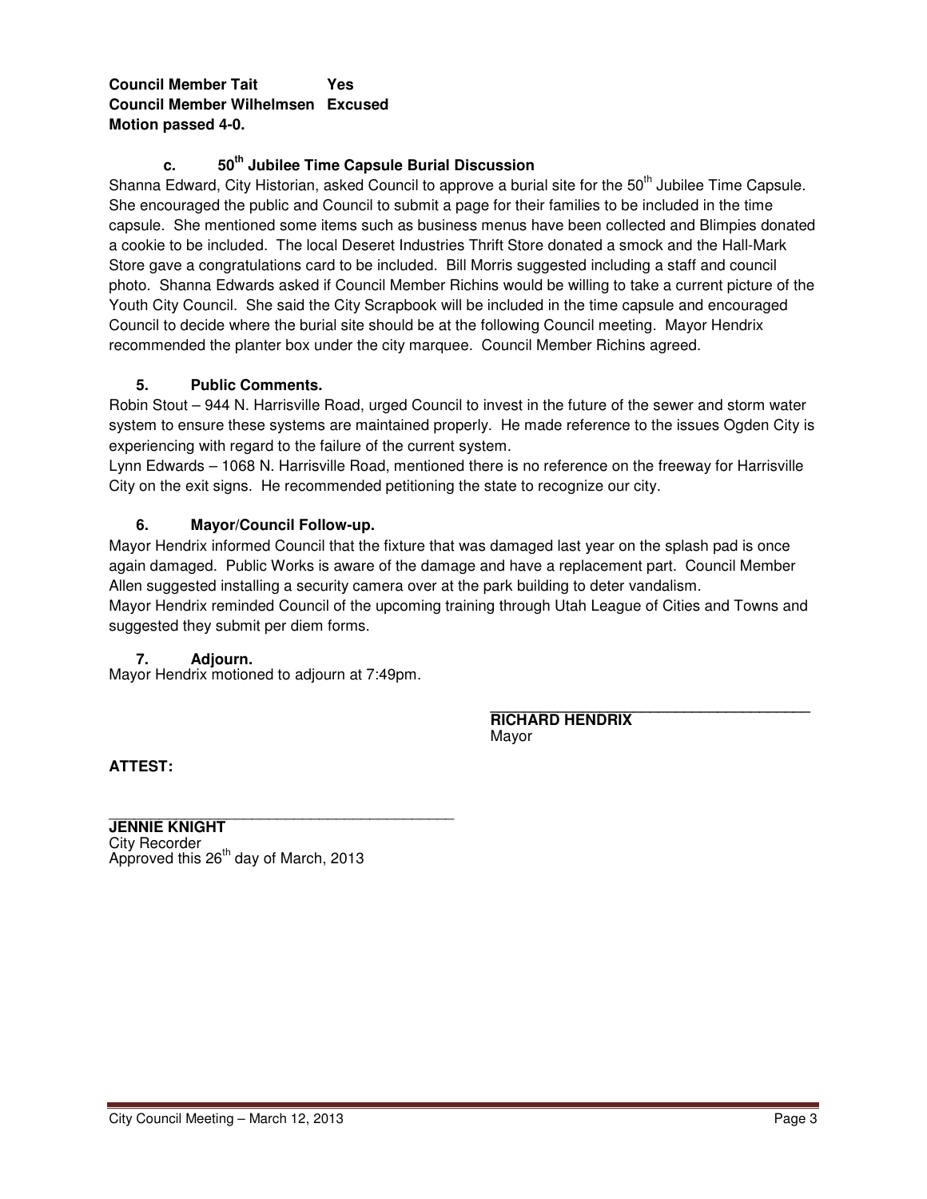**Council Member Tait Yes**
**Council Member Wilhelmsen Excused**
**Motion passed 4-0.**

### c. 50th Jubilee Time Capsule Burial Discussion

Shanna Edward, City Historian, asked Council to approve a burial site for the 50th Jubilee Time Capsule. She encouraged the public and Council to submit a page for their families to be included in the time capsule. She mentioned some items such as business menus have been collected and Blimpies donated a cookie to be included. The local Deseret Industries Thrift Store donated a smock and the Hall-Mark Store gave a congratulations card to be included. Bill Morris suggested including a staff and council photo. Shanna Edwards asked if Council Member Richins would be willing to take a current picture of the Youth City Council. She said the City Scrapbook will be included in the time capsule and encouraged Council to decide where the burial site should be at the following Council meeting. Mayor Hendrix recommended the planter box under the city marquee. Council Member Richins agreed.

### 5. Public Comments.

Robin Stout – 944 N. Harrisville Road, urged Council to invest in the future of the sewer and storm water system to ensure these systems are maintained properly. He made reference to the issues Ogden City is experiencing with regard to the failure of the current system.

Lynn Edwards – 1068 N. Harrisville Road, mentioned there is no reference on the freeway for Harrisville City on the exit signs. He recommended petitioning the state to recognize our city.

### 6. Mayor/Council Follow-up.

Mayor Hendrix informed Council that the fixture that was damaged last year on the splash pad is once again damaged. Public Works is aware of the damage and have a replacement part. Council Member Allen suggested installing a security camera over at the park building to deter vandalism.

Mayor Hendrix reminded Council of the upcoming training through Utah League of Cities and Towns and suggested they submit per diem forms.

### 7. Adjourn.

Mayor Hendrix motioned to adjourn at 7:49pm.

\_\_\_\_\_\_\_\_\_\_\_\_\_\_\_\_\_\_\_\_\_\_\_\_\_\_\_\_\_\_\_\_\_\_\_\_\_\_\_\_
**RICHARD HENDRIX**
Mayor

**ATTEST:**

\_\_\_\_\_\_\_\_\_\_\_\_\_\_\_\_\_\_\_\_\_\_\_\_\_\_\_\_\_\_\_\_\_\_\_\_\_\_\_\_
**JENNIE KNIGHT**
City Recorder
Approved this 26th day of March, 2013